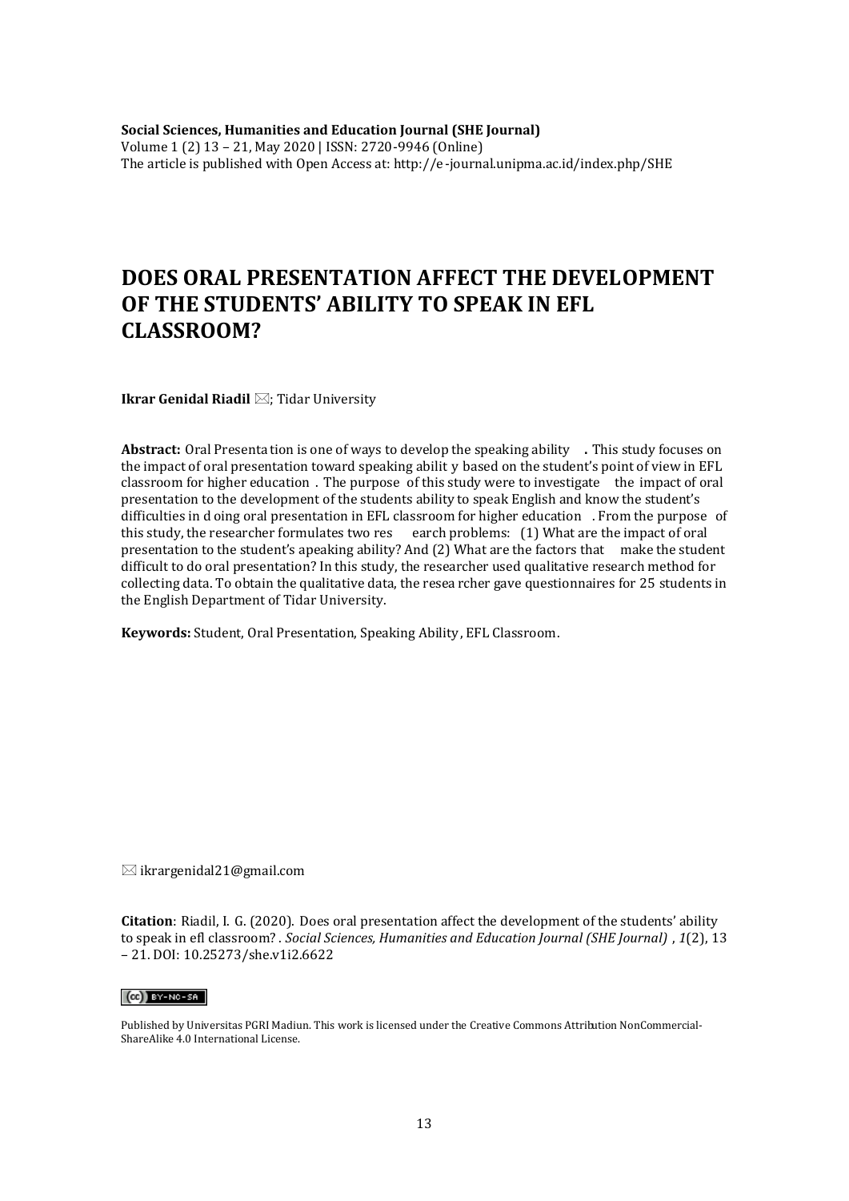# DOES ORAL PRESENTATION AFFECT THE DEVELOPMENT OF THE STUDENTS' ABILITY TO SPEAK IN EFL CLASSROOM?

**Ikrar Genidal Riadil** ✉; Tidar University

**Abstract:** Oral Presentation is one of ways to develop the speaking ability **.** This study focuses on the impact of oral presentation toward speaking ability based on the student's point of view in EFL classroom for higher education. The purpose of this study were to investigate the impact of oral presentation to the development of the students ability to speak English and know the student's difficulties in doing oral presentation in EFL classroom for higher education. From the purpose of this study, the researcher formulates two research problems: (1) What are the impact of oral presentation to the student's apeaking ability? And (2) What are the factors that make the student difficult to do oral presentation? In this study, the researcher used qualitative research method for collecting data. To obtain the qualitative data, the researcher gave questionnaires for 25 students in the English Department of Tidar University.

**Keywords:** Student, Oral Presentation, Speaking Ability, EFL Classroom.

✉ ikrargenidal21@gmail.com

**Citation**: Riadil, I. G. (2020). Does oral presentation affect the development of the students' ability to speak in efl classroom? . *Social Sciences, Humanities and Education Journal (SHE Journal)* , *1*(2), 13 – 21. DOI: 10.25273/she.v1i2.6622

Published by Universitas PGRI Madiun. This work is licensed under the Creative Commons Attribution NonCommercial-ShareAlike 4.0 International License.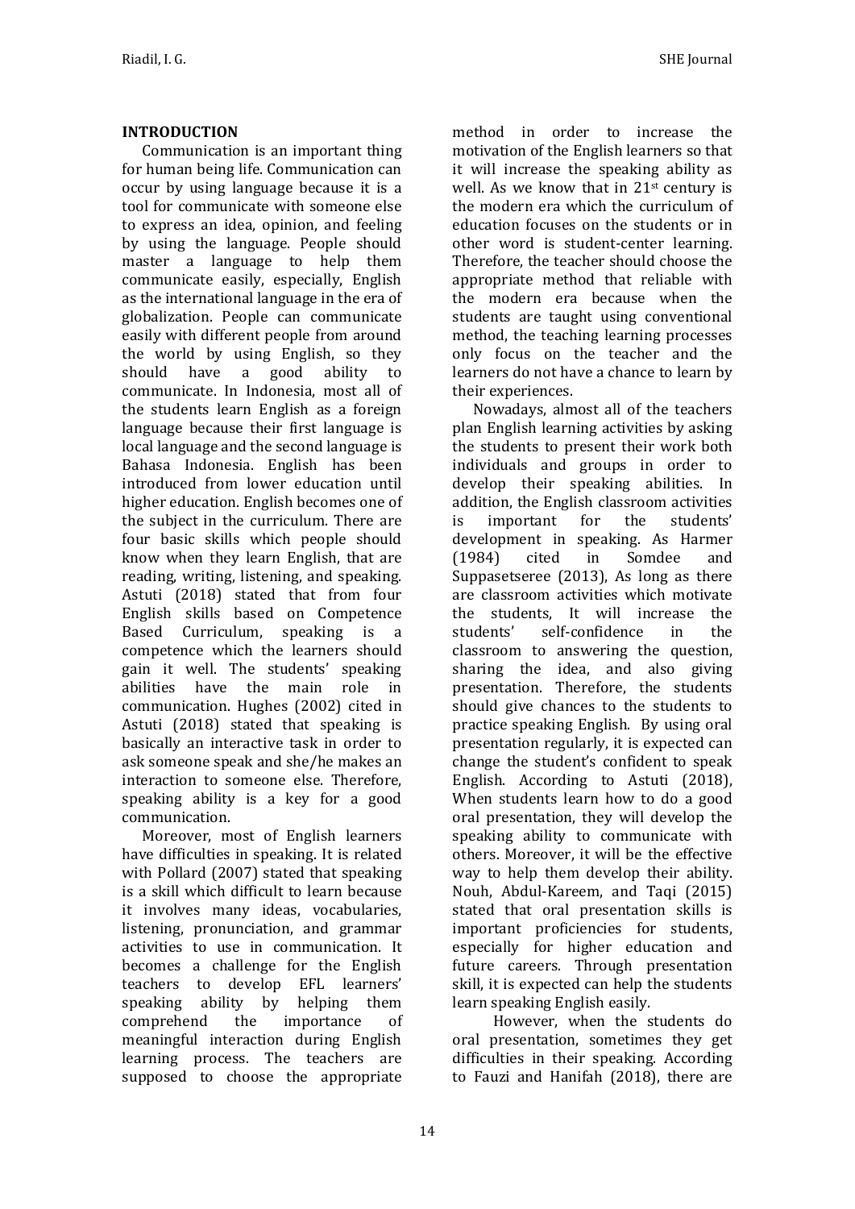## INTRODUCTION

Communication is an important thing for human being life. Communication can occur by using language because it is a tool for communicate with someone else to express an idea, opinion, and feeling by using the language. People should master a language to help them communicate easily, especially, English as the international language in the era of globalization. People can communicate easily with different people from around the world by using English, so they should have a good ability to communicate. In Indonesia, most all of the students learn English as a foreign language because their first language is local language and the second language is Bahasa Indonesia. English has been introduced from lower education until higher education. English becomes one of the subject in the curriculum. There are four basic skills which people should know when they learn English, that are reading, writing, listening, and speaking. Astuti (2018) stated that from four English skills based on Competence Based Curriculum, speaking is a competence which the learners should gain it well. The students' speaking abilities have the main role in communication. Hughes (2002) cited in Astuti (2018) stated that speaking is basically an interactive task in order to ask someone speak and she/he makes an interaction to someone else. Therefore, speaking ability is a key for a good communication.

Moreover, most of English learners have difficulties in speaking. It is related with Pollard (2007) stated that speaking is a skill which difficult to learn because it involves many ideas, vocabularies, listening, pronunciation, and grammar activities to use in communication. It becomes a challenge for the English teachers to develop EFL learners' speaking ability by helping them comprehend the importance of meaningful interaction during English learning process. The teachers are supposed to choose the appropriate method in order to increase the motivation of the English learners so that it will increase the speaking ability as well. As we know that in 21st century is the modern era which the curriculum of education focuses on the students or in other word is student-center learning. Therefore, the teacher should choose the appropriate method that reliable with the modern era because when the students are taught using conventional method, the teaching learning processes only focus on the teacher and the learners do not have a chance to learn by their experiences.

Nowadays, almost all of the teachers plan English learning activities by asking the students to present their work both individuals and groups in order to develop their speaking abilities. In addition, the English classroom activities is important for the students' development in speaking. As Harmer (1984) cited in Somdee and Suppasetseree (2013), As long as there are classroom activities which motivate the students, It will increase the students' self-confidence in the classroom to answering the question, sharing the idea, and also giving presentation. Therefore, the students should give chances to the students to practice speaking English. By using oral presentation regularly, it is expected can change the student's confident to speak English. According to Astuti (2018), When students learn how to do a good oral presentation, they will develop the speaking ability to communicate with others. Moreover, it will be the effective way to help them develop their ability. Nouh, Abdul-Kareem, and Taqi (2015) stated that oral presentation skills is important proficiencies for students, especially for higher education and future careers. Through presentation skill, it is expected can help the students learn speaking English easily.

However, when the students do oral presentation, sometimes they get difficulties in their speaking. According to Fauzi and Hanifah (2018), there are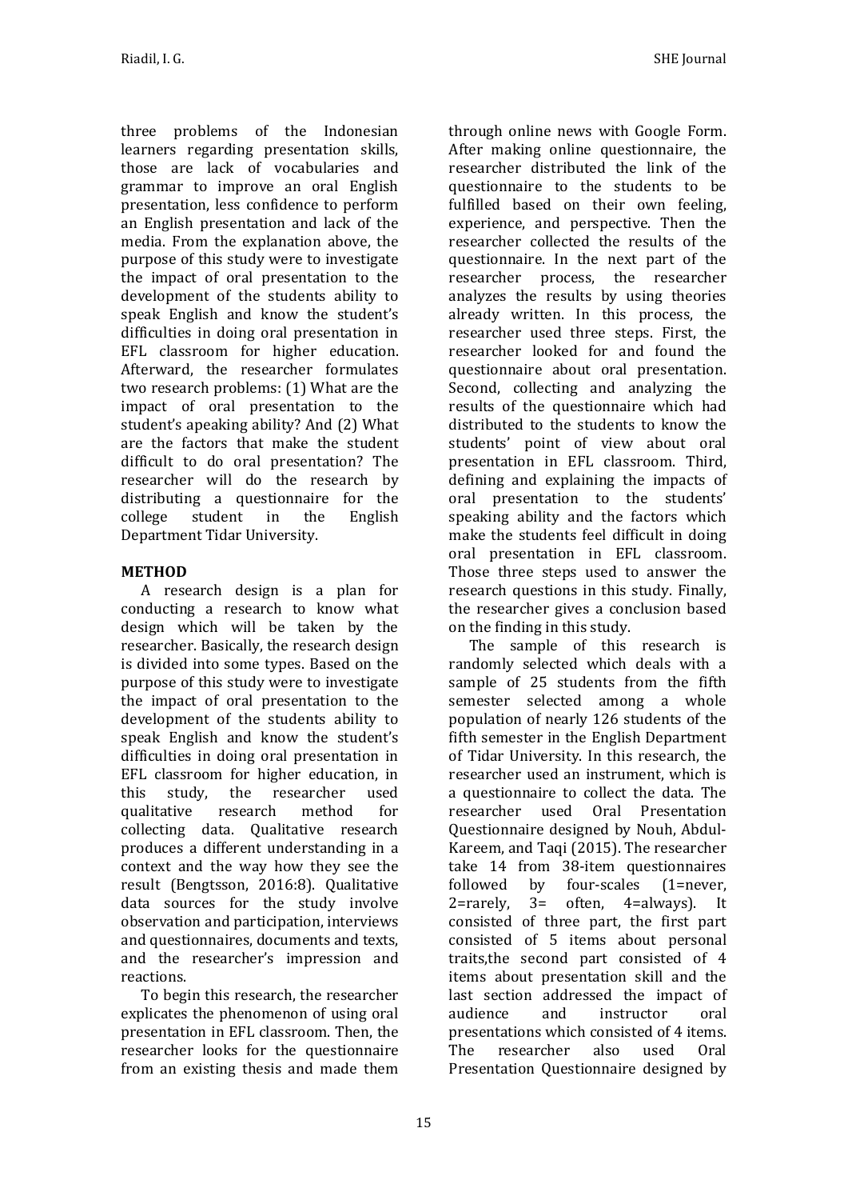three problems of the Indonesian learners regarding presentation skills, those are lack of vocabularies and grammar to improve an oral English presentation, less confidence to perform an English presentation and lack of the media. From the explanation above, the purpose of this study were to investigate the impact of oral presentation to the development of the students ability to speak English and know the student's difficulties in doing oral presentation in EFL classroom for higher education. Afterward, the researcher formulates two research problems: (1) What are the impact of oral presentation to the student's apeaking ability? And (2) What are the factors that make the student difficult to do oral presentation? The researcher will do the research by distributing a questionnaire for the college student in the English Department Tidar University.

## METHOD

A research design is a plan for conducting a research to know what design which will be taken by the researcher. Basically, the research design is divided into some types. Based on the purpose of this study were to investigate the impact of oral presentation to the development of the students ability to speak English and know the student's difficulties in doing oral presentation in EFL classroom for higher education, in this study, the researcher used qualitative research method for collecting data. Qualitative research produces a different understanding in a context and the way how they see the result (Bengtsson, 2016:8). Qualitative data sources for the study involve observation and participation, interviews and questionnaires, documents and texts, and the researcher's impression and reactions.

To begin this research, the researcher explicates the phenomenon of using oral presentation in EFL classroom. Then, the researcher looks for the questionnaire from an existing thesis and made them through online news with Google Form. After making online questionnaire, the researcher distributed the link of the questionnaire to the students to be fulfilled based on their own feeling, experience, and perspective. Then the researcher collected the results of the questionnaire. In the next part of the researcher process, the researcher analyzes the results by using theories already written. In this process, the researcher used three steps. First, the researcher looked for and found the questionnaire about oral presentation. Second, collecting and analyzing the results of the questionnaire which had distributed to the students to know the students' point of view about oral presentation in EFL classroom. Third, defining and explaining the impacts of oral presentation to the students' speaking ability and the factors which make the students feel difficult in doing oral presentation in EFL classroom. Those three steps used to answer the research questions in this study. Finally, the researcher gives a conclusion based on the finding in this study.

The sample of this research is randomly selected which deals with a sample of 25 students from the fifth semester selected among a whole population of nearly 126 students of the fifth semester in the English Department of Tidar University. In this research, the researcher used an instrument, which is a questionnaire to collect the data. The researcher used Oral Presentation Questionnaire designed by Nouh, Abdul-Kareem, and Taqi (2015). The researcher take 14 from 38-item questionnaires followed by four-scales (1=never, 2=rarely, 3= often, 4=always). It consisted of three part, the first part consisted of 5 items about personal traits,the second part consisted of 4 items about presentation skill and the last section addressed the impact of audience and instructor oral presentations which consisted of 4 items. The researcher also used Oral Presentation Questionnaire designed by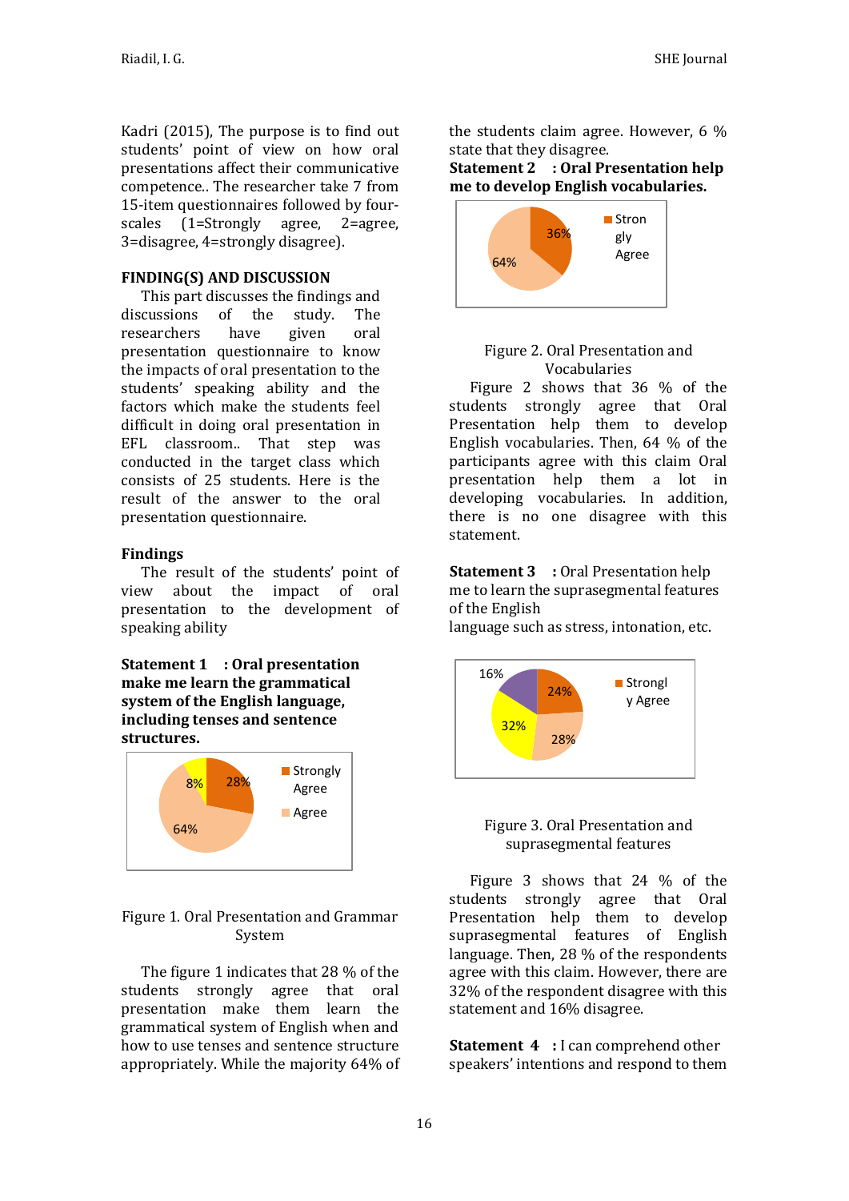Kadri (2015), The purpose is to find out students' point of view on how oral presentations affect their communicative competence.. The researcher take 7 from 15-item questionnaires followed by four-scales (1=Strongly agree, 2=agree, 3=disagree, 4=strongly disagree).

## FINDING(S) AND DISCUSSION

This part discusses the findings and discussions of the study. The researchers have given oral presentation questionnaire to know the impacts of oral presentation to the students' speaking ability and the factors which make the students feel difficult in doing oral presentation in EFL classroom.. That step was conducted in the target class which consists of 25 students. Here is the result of the answer to the oral presentation questionnaire.

### Findings

The result of the students' point of view about the impact of oral presentation to the development of speaking ability

**Statement 1 : Oral presentation make me learn the grammatical system of the English language, including tenses and sentence structures.**

Figure 1. Oral Presentation and Grammar System

The figure 1 indicates that 28 % of the students strongly agree that oral presentation make them learn the grammatical system of English when and how to use tenses and sentence structure appropriately. While the majority 64% of the students claim agree. However, 6 % state that they disagree.

**Statement 2 : Oral Presentation help me to develop English vocabularies.**

Figure 2. Oral Presentation and Vocabularies

Figure 2 shows that 36 % of the students strongly agree that Oral Presentation help them to develop English vocabularies. Then, 64 % of the participants agree with this claim Oral presentation help them a lot in developing vocabularies. In addition, there is no one disagree with this statement.

**Statement 3** : Oral Presentation help me to learn the suprasegmental features of the English language such as stress, intonation, etc.

Figure 3. Oral Presentation and suprasegmental features

Figure 3 shows that 24 % of the students strongly agree that Oral Presentation help them to develop suprasegmental features of English language. Then, 28 % of the respondents agree with this claim. However, there are 32% of the respondent disagree with this statement and 16% disagree.

**Statement 4** : I can comprehend other speakers' intentions and respond to them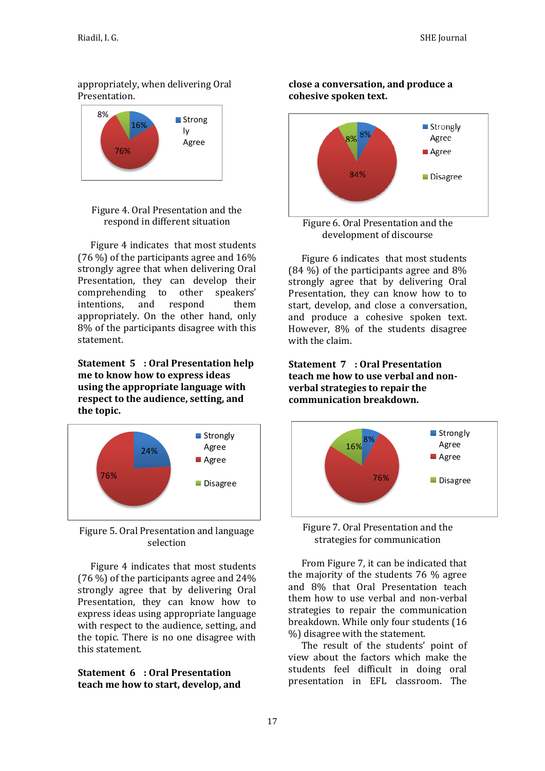appropriately, when delivering Oral Presentation.

Figure 4. Oral Presentation and the respond in different situation

Figure 4 indicates that most students (76 %) of the participants agree and 16% strongly agree that when delivering Oral Presentation, they can develop their comprehending to other speakers' intentions, and respond them appropriately. On the other hand, only 8% of the participants disagree with this statement.

**Statement 5 : Oral Presentation help me to know how to express ideas using the appropriate language with respect to the audience, setting, and the topic.**

Figure 5. Oral Presentation and language selection

Figure 4 indicates that most students (76 %) of the participants agree and 24% strongly agree that by delivering Oral Presentation, they can know how to express ideas using appropriate language with respect to the audience, setting, and the topic. There is no one disagree with this statement.

**Statement 6 : Oral Presentation teach me how to start, develop, and close a conversation, and produce a cohesive spoken text.**

Figure 6. Oral Presentation and the development of discourse

Figure 6 indicates that most students (84 %) of the participants agree and 8% strongly agree that by delivering Oral Presentation, they can know how to to start, develop, and close a conversation, and produce a cohesive spoken text. However, 8% of the students disagree with the claim.

**Statement 7 : Oral Presentation teach me how to use verbal and non-verbal strategies to repair the communication breakdown.**

Figure 7. Oral Presentation and the strategies for communication

From Figure 7, it can be indicated that the majority of the students 76 % agree and 8% that Oral Presentation teach them how to use verbal and non-verbal strategies to repair the communication breakdown. While only four students (16 %) disagree with the statement.

The result of the students' point of view about the factors which make the students feel difficult in doing oral presentation in EFL classroom. The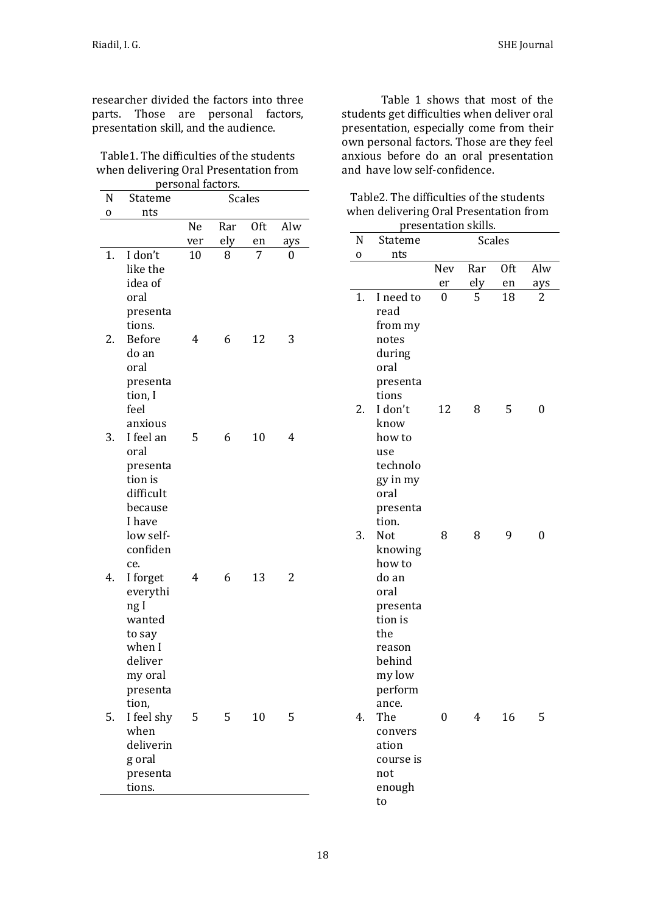researcher divided the factors into three parts. Those are personal factors, presentation skill, and the audience.

Table1. The difficulties of the students when delivering Oral Presentation from personal factors.

| No | Statements | Scales | | | |
|---|---|---|---|---|---|
| | | Never | Rarely | Often | Always |
| 1. | I don't like the idea of oral presentations. | 10 | 8 | 7 | 0 |
| 2. | Before do an oral presentation, I feel anxious | 4 | 6 | 12 | 3 |
| 3. | I feel an oral presentation is difficult because I have low self-confidence. | 5 | 6 | 10 | 4 |
| 4. | I forget everything I wanted to say when I deliver my oral presentation, | 4 | 6 | 13 | 2 |
| 5. | I feel shy when delivering oral presentations. | 5 | 5 | 10 | 5 |

Table 1 shows that most of the students get difficulties when deliver oral presentation, especially come from their own personal factors. Those are they feel anxious before do an oral presentation and have low self-confidence.

Table2. The difficulties of the students when delivering Oral Presentation from presentation skills.

| No | Statements | Scales | | | |
|---|---|---|---|---|---|
| | | Never | Rarely | Often | Always |
| 1. | I need to read from my notes during oral presentations | 0 | 5 | 18 | 2 |
| 2. | I don't know how to use technology in my oral presentation. | 12 | 8 | 5 | 0 |
| 3. | Not knowing how to do an oral presentation is the reason behind my low performance. | 8 | 8 | 9 | 0 |
| 4. | The conversation course is not enough to | 0 | 4 | 16 | 5 |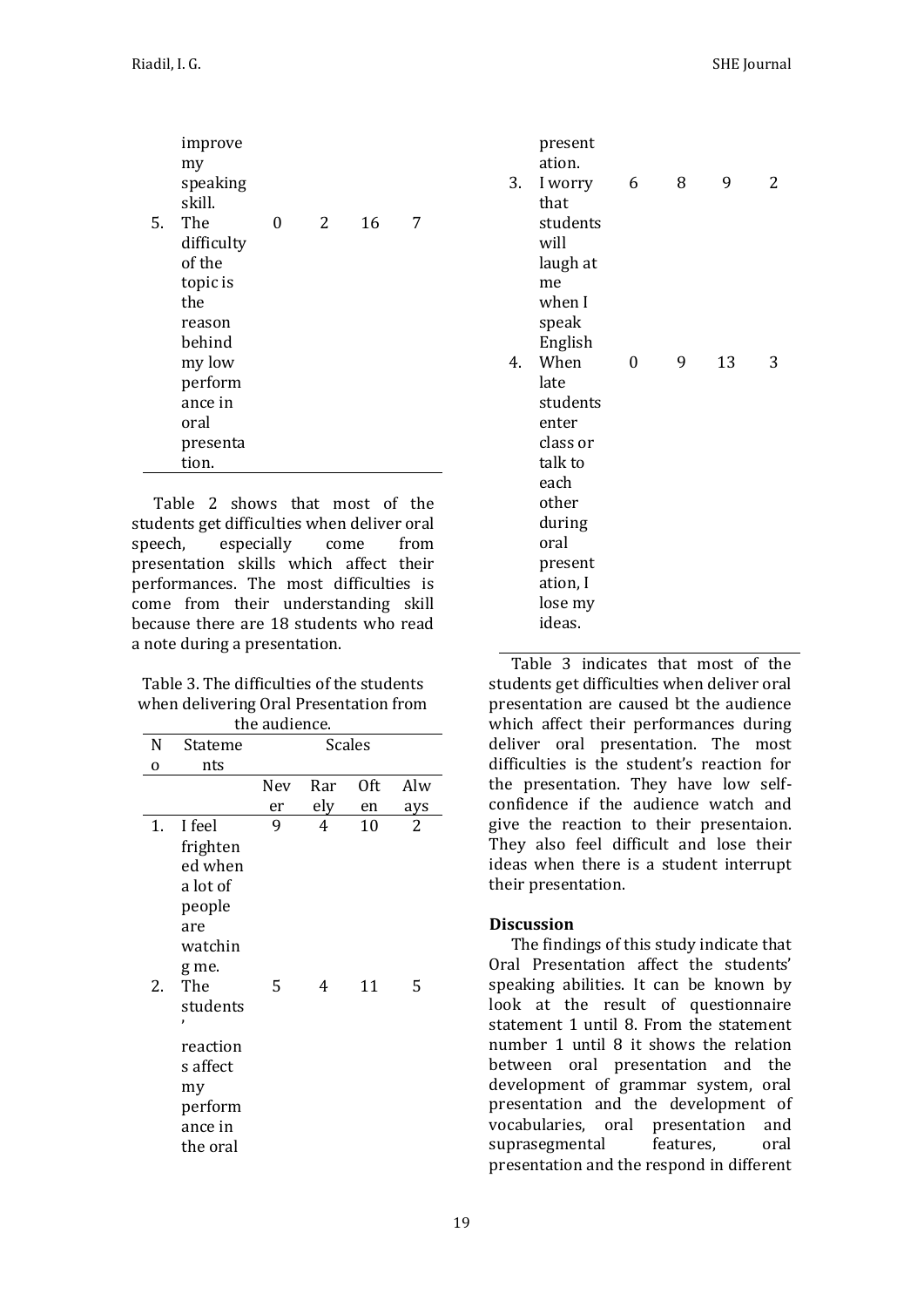| No | Statements | Never | Rarely | Often | Always |
|---|---|---|---|---|---|
| | improve my speaking skill. | | | | |
| 5. | The difficulty of the topic is the reason behind my low performance in oral presentation. | 0 | 2 | 16 | 7 |

Table 2 shows that most of the students get difficulties when deliver oral speech, especially come from presentation skills which affect their performances. The most difficulties is come from their understanding skill because there are 18 students who read a note during a presentation.

Table 3. The difficulties of the students when delivering Oral Presentation from the audience.

| No | Statements | Scales | | | |
|---|---|---|---|---|---|
| | | Never | Rarely | Often | Always |
| 1. | I feel frightened when a lot of people are watching me. | 9 | 4 | 10 | 2 |
| 2. | The students' reactions affect my performance in the oral presentation. | 5 | 4 | 11 | 5 |
| 3. | I worry that students will laugh at me when I speak English | 6 | 8 | 9 | 2 |
| 4. | When late students enter class or talk to each other during oral presentation, I lose my ideas. | 0 | 9 | 13 | 3 |

Table 3 indicates that most of the students get difficulties when deliver oral presentation are caused bt the audience which affect their performances during deliver oral presentation. The most difficulties is the student's reaction for the presentation. They have low self-confidence if the audience watch and give the reaction to their presentaion. They also feel difficult and lose their ideas when there is a student interrupt their presentation.

## Discussion

The findings of this study indicate that Oral Presentation affect the students' speaking abilities. It can be known by look at the result of questionnaire statement 1 until 8. From the statement number 1 until 8 it shows the relation between oral presentation and the development of grammar system, oral presentation and the development of vocabularies, oral presentation and suprasegmental features, oral presentation and the respond in different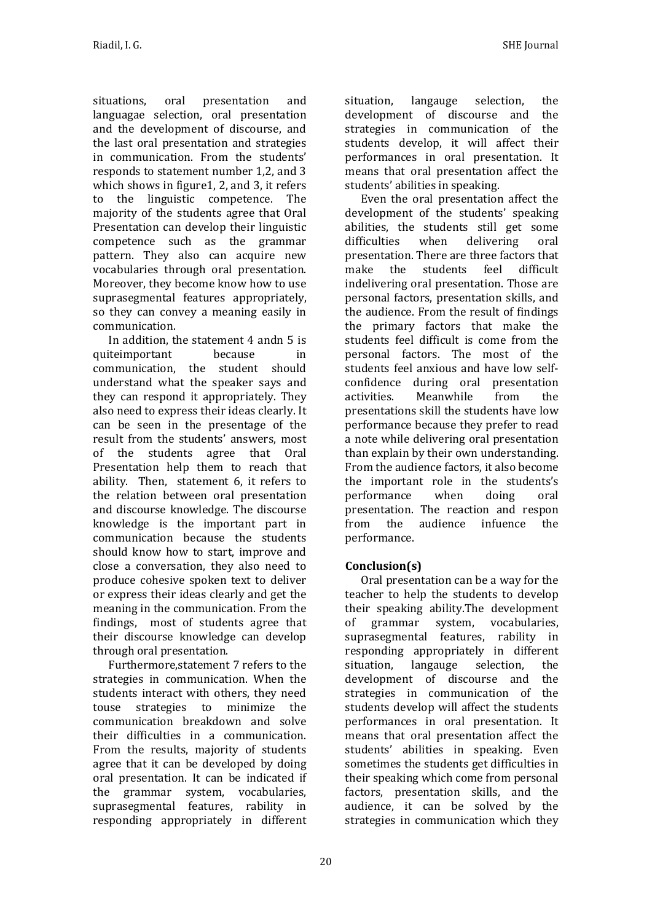situations, oral presentation and languagae selection, oral presentation and the development of discourse, and the last oral presentation and strategies in communication. From the students' responds to statement number 1,2, and 3 which shows in figure1, 2, and 3, it refers to the linguistic competence. The majority of the students agree that Oral Presentation can develop their linguistic competence such as the grammar pattern. They also can acquire new vocabularies through oral presentation. Moreover, they become know how to use suprasegmental features appropriately, so they can convey a meaning easily in communication.

In addition, the statement 4 andn 5 is quiteimportant because in communication, the student should understand what the speaker says and they can respond it appropriately. They also need to express their ideas clearly. It can be seen in the presentage of the result from the students' answers, most of the students agree that Oral Presentation help them to reach that ability. Then, statement 6, it refers to the relation between oral presentation and discourse knowledge. The discourse knowledge is the important part in communication because the students should know how to start, improve and close a conversation, they also need to produce cohesive spoken text to deliver or express their ideas clearly and get the meaning in the communication. From the findings, most of students agree that their discourse knowledge can develop through oral presentation.

Furthermore,statement 7 refers to the strategies in communication. When the students interact with others, they need touse strategies to minimize the communication breakdown and solve their difficulties in a communication. From the results, majority of students agree that it can be developed by doing oral presentation. It can be indicated if the grammar system, vocabularies, suprasegmental features, rability in responding appropriately in different situation, langauge selection, the development of discourse and the strategies in communication of the students develop, it will affect their performances in oral presentation. It means that oral presentation affect the students' abilities in speaking.

Even the oral presentation affect the development of the students' speaking abilities, the students still get some difficulties when delivering oral presentation. There are three factors that make the students feel difficult indelivering oral presentation. Those are personal factors, presentation skills, and the audience. From the result of findings the primary factors that make the students feel difficult is come from the personal factors. The most of the students feel anxious and have low self-confidence during oral presentation activities. Meanwhile from the presentations skill the students have low performance because they prefer to read a note while delivering oral presentation than explain by their own understanding. From the audience factors, it also become the important role in the students's performance when doing oral presentation. The reaction and respon from the audience infuence the performance.

## Conclusion(s)

Oral presentation can be a way for the teacher to help the students to develop their speaking ability.The development of grammar system, vocabularies, suprasegmental features, rability in responding appropriately in different situation, langauge selection, the development of discourse and the strategies in communication of the students develop will affect the students performances in oral presentation. It means that oral presentation affect the students' abilities in speaking. Even sometimes the students get difficulties in their speaking which come from personal factors, presentation skills, and the audience, it can be solved by the strategies in communication which they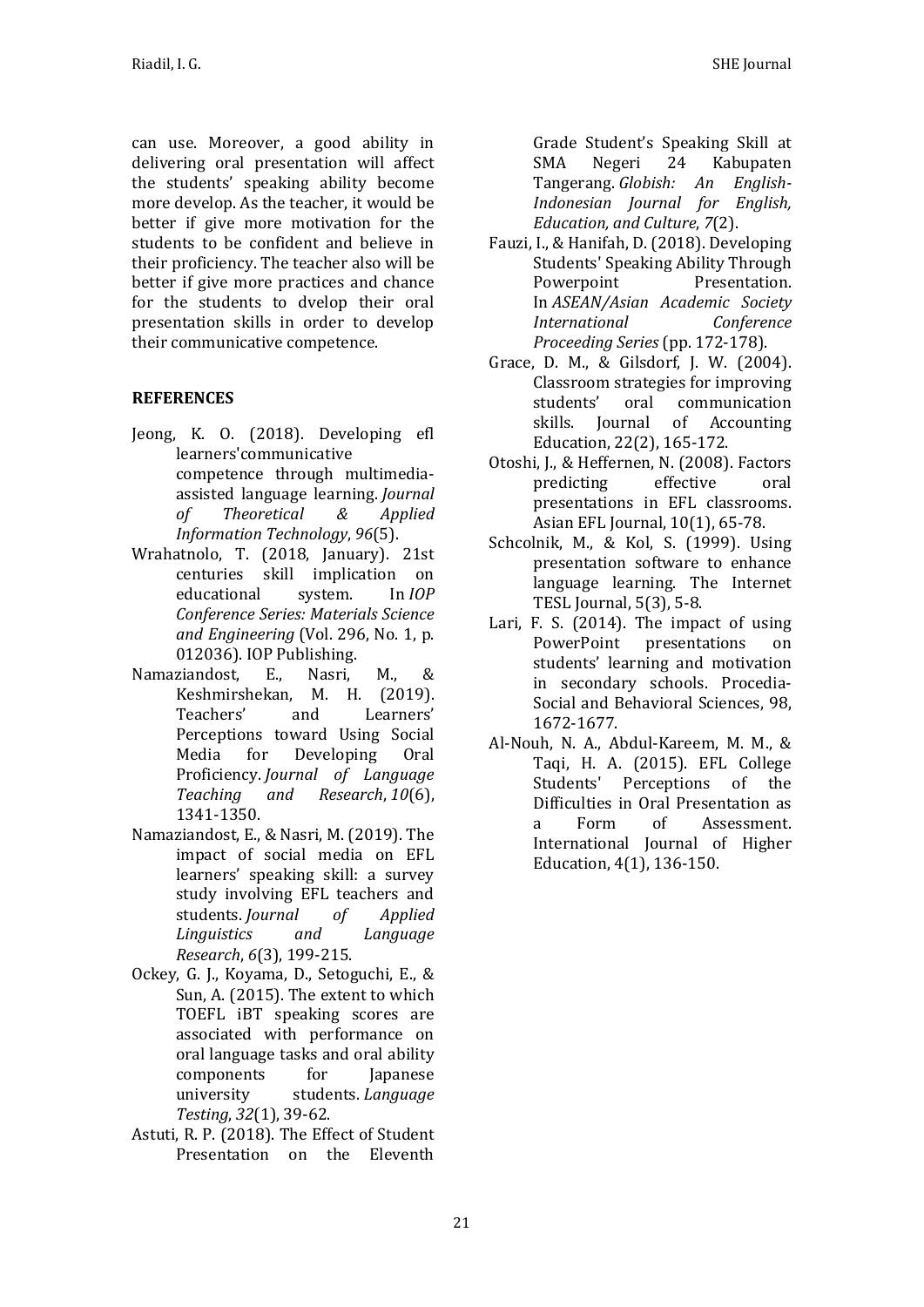can use. Moreover, a good ability in delivering oral presentation will affect the students' speaking ability become more develop. As the teacher, it would be better if give more motivation for the students to be confident and believe in their proficiency. The teacher also will be better if give more practices and chance for the students to dvelop their oral presentation skills in order to develop their communicative competence.

## REFERENCES

Jeong, K. O. (2018). Developing efl learners'communicative competence through multimedia-assisted language learning. *Journal of Theoretical & Applied Information Technology*, *96*(5).

Wrahatnolo, T. (2018, January). 21st centuries skill implication on educational system. In *IOP Conference Series: Materials Science and Engineering* (Vol. 296, No. 1, p. 012036). IOP Publishing.

Namaziandost, E., Nasri, M., & Keshmirshekan, M. H. (2019). Teachers' and Learners' Perceptions toward Using Social Media for Developing Oral Proficiency. *Journal of Language Teaching and Research*, *10*(6), 1341-1350.

Namaziandost, E., & Nasri, M. (2019). The impact of social media on EFL learners' speaking skill: a survey study involving EFL teachers and students. *Journal of Applied Linguistics and Language Research*, *6*(3), 199-215.

Ockey, G. J., Koyama, D., Setoguchi, E., & Sun, A. (2015). The extent to which TOEFL iBT speaking scores are associated with performance on oral language tasks and oral ability components for Japanese university students. *Language Testing*, *32*(1), 39-62.

Astuti, R. P. (2018). The Effect of Student Presentation on the Eleventh Grade Student's Speaking Skill at SMA Negeri 24 Kabupaten Tangerang. *Globish: An English-Indonesian Journal for English, Education, and Culture*, *7*(2).

Fauzi, I., & Hanifah, D. (2018). Developing Students' Speaking Ability Through Powerpoint Presentation. In *ASEAN/Asian Academic Society International Conference Proceeding Series* (pp. 172-178).

Grace, D. M., & Gilsdorf, J. W. (2004). Classroom strategies for improving students' oral communication skills. Journal of Accounting Education, 22(2), 165-172.

Otoshi, J., & Heffernen, N. (2008). Factors predicting effective oral presentations in EFL classrooms. Asian EFL Journal, 10(1), 65-78.

Schcolnik, M., & Kol, S. (1999). Using presentation software to enhance language learning. The Internet TESL Journal, 5(3), 5-8.

Lari, F. S. (2014). The impact of using PowerPoint presentations on students' learning and motivation in secondary schools. Procedia-Social and Behavioral Sciences, 98, 1672-1677.

Al-Nouh, N. A., Abdul-Kareem, M. M., & Taqi, H. A. (2015). EFL College Students' Perceptions of the Difficulties in Oral Presentation as a Form of Assessment. International Journal of Higher Education, 4(1), 136-150.